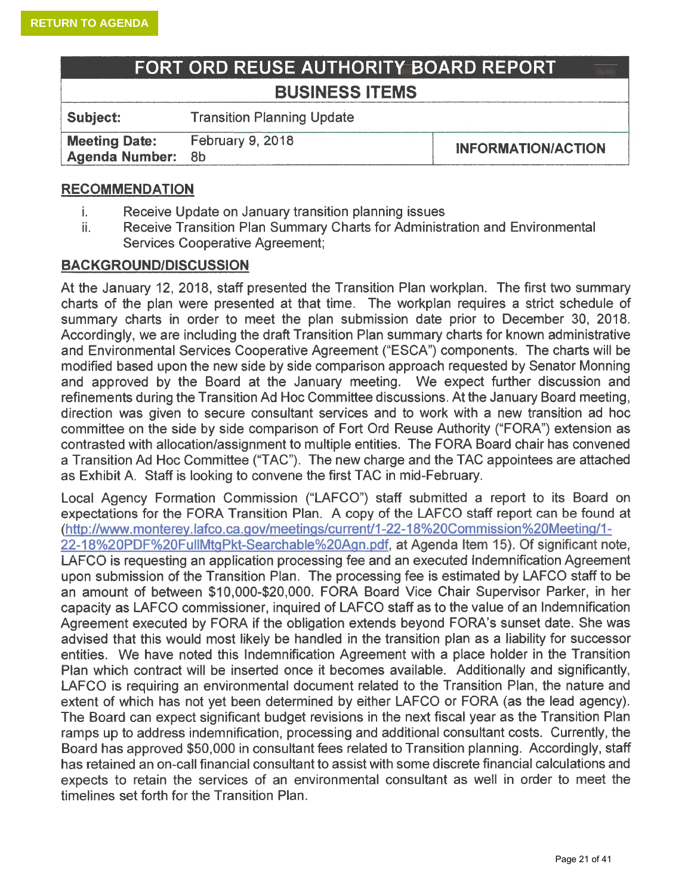RETURN TO AGENDA

# FORT ORD REUSE AUTHORITY BOARD REPORT

## BUSINESS ITEMS

| | | |
|---|---|---|
| **Subject:** | Transition Planning Update | |
| **Meeting Date:** **Agenda Number:** | February 9, 2018 8b | **INFORMATION/ACTION** |

**RECOMMENDATION**

i. Receive Update on January transition planning issues
ii. Receive Transition Plan Summary Charts for Administration and Environmental Services Cooperative Agreement;

**BACKGROUND/DISCUSSION**

At the January 12, 2018, staff presented the Transition Plan workplan. The first two summary charts of the plan were presented at that time. The workplan requires a strict schedule of summary charts in order to meet the plan submission date prior to December 30, 2018. Accordingly, we are including the draft Transition Plan summary charts for known administrative and Environmental Services Cooperative Agreement ("ESCA") components. The charts will be modified based upon the new side by side comparison approach requested by Senator Monning and approved by the Board at the January meeting. We expect further discussion and refinements during the Transition Ad Hoc Committee discussions. At the January Board meeting, direction was given to secure consultant services and to work with a new transition ad hoc committee on the side by side comparison of Fort Ord Reuse Authority ("FORA") extension as contrasted with allocation/assignment to multiple entities. The FORA Board chair has convened a Transition Ad Hoc Committee ("TAC"). The new charge and the TAC appointees are attached as Exhibit A. Staff is looking to convene the first TAC in mid-February.

Local Agency Formation Commission ("LAFCO") staff submitted a report to its Board on expectations for the FORA Transition Plan. A copy of the LAFCO staff report can be found at (http://www.monterey.lafco.ca.gov/meetings/current/1-22-18%20Commission%20Meeting/1-22-18%20PDF%20FullMtgPkt-Searchable%20Agn.pdf, at Agenda Item 15). Of significant note, LAFCO is requesting an application processing fee and an executed Indemnification Agreement upon submission of the Transition Plan. The processing fee is estimated by LAFCO staff to be an amount of between $10,000-$20,000. FORA Board Vice Chair Supervisor Parker, in her capacity as LAFCO commissioner, inquired of LAFCO staff as to the value of an Indemnification Agreement executed by FORA if the obligation extends beyond FORA's sunset date. She was advised that this would most likely be handled in the transition plan as a liability for successor entities. We have noted this Indemnification Agreement with a place holder in the Transition Plan which contract will be inserted once it becomes available. Additionally and significantly, LAFCO is requiring an environmental document related to the Transition Plan, the nature and extent of which has not yet been determined by either LAFCO or FORA (as the lead agency). The Board can expect significant budget revisions in the next fiscal year as the Transition Plan ramps up to address indemnification, processing and additional consultant costs. Currently, the Board has approved $50,000 in consultant fees related to Transition planning. Accordingly, staff has retained an on-call financial consultant to assist with some discrete financial calculations and expects to retain the services of an environmental consultant as well in order to meet the timelines set forth for the Transition Plan.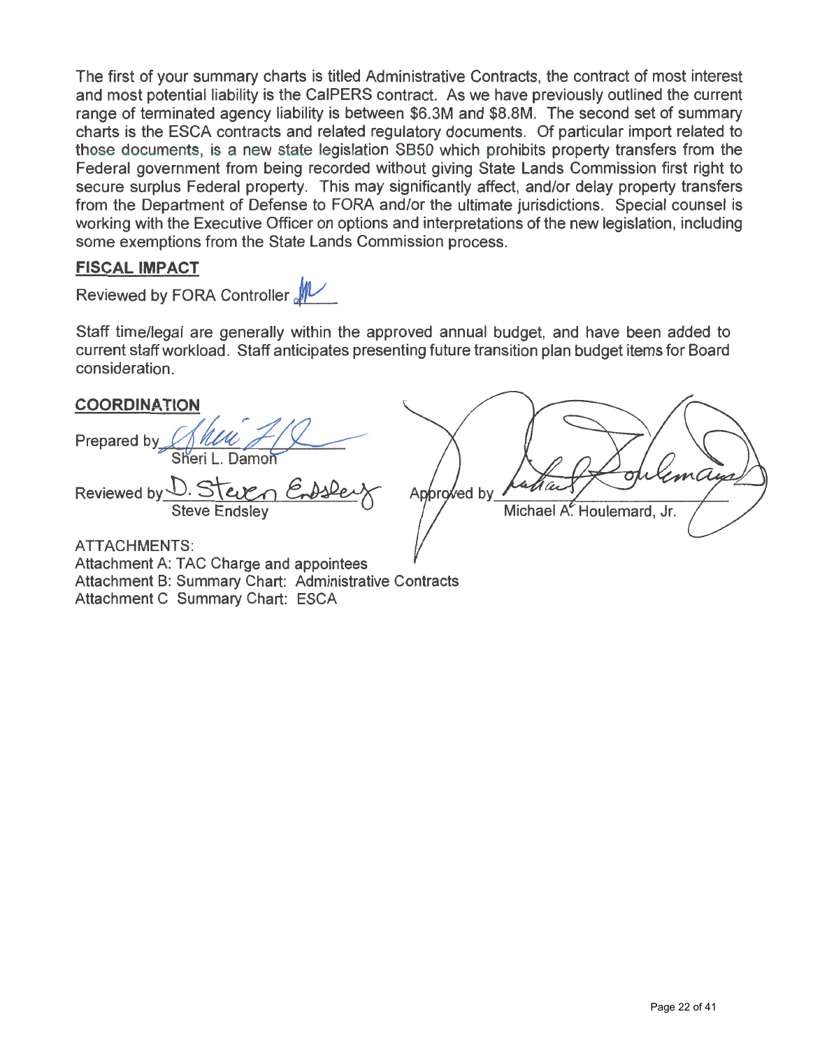The first of your summary charts is titled Administrative Contracts, the contract of most interest and most potential liability is the CalPERS contract. As we have previously outlined the current range of terminated agency liability is between $6.3M and $8.8M. The second set of summary charts is the ESCA contracts and related regulatory documents. Of particular import related to those documents, is a new state legislation SB50 which prohibits property transfers from the Federal government from being recorded without giving State Lands Commission first right to secure surplus Federal property. This may significantly affect, and/or delay property transfers from the Department of Defense to FORA and/or the ultimate jurisdictions. Special counsel is working with the Executive Officer on options and interpretations of the new legislation, including some exemptions from the State Lands Commission process.

**FISCAL IMPACT**

Reviewed by FORA Controller ______

Staff time/legal are generally within the approved annual budget, and have been added to current staff workload. Staff anticipates presenting future transition plan budget items for Board consideration.

**COORDINATION**

Prepared by ______
Sheri L. Damon

Reviewed by ______
Steve Endsley

Approved by ______
Michael A. Houlemard, Jr.

ATTACHMENTS:
Attachment A: TAC Charge and appointees
Attachment B: Summary Chart: Administrative Contracts
Attachment C Summary Chart: ESCA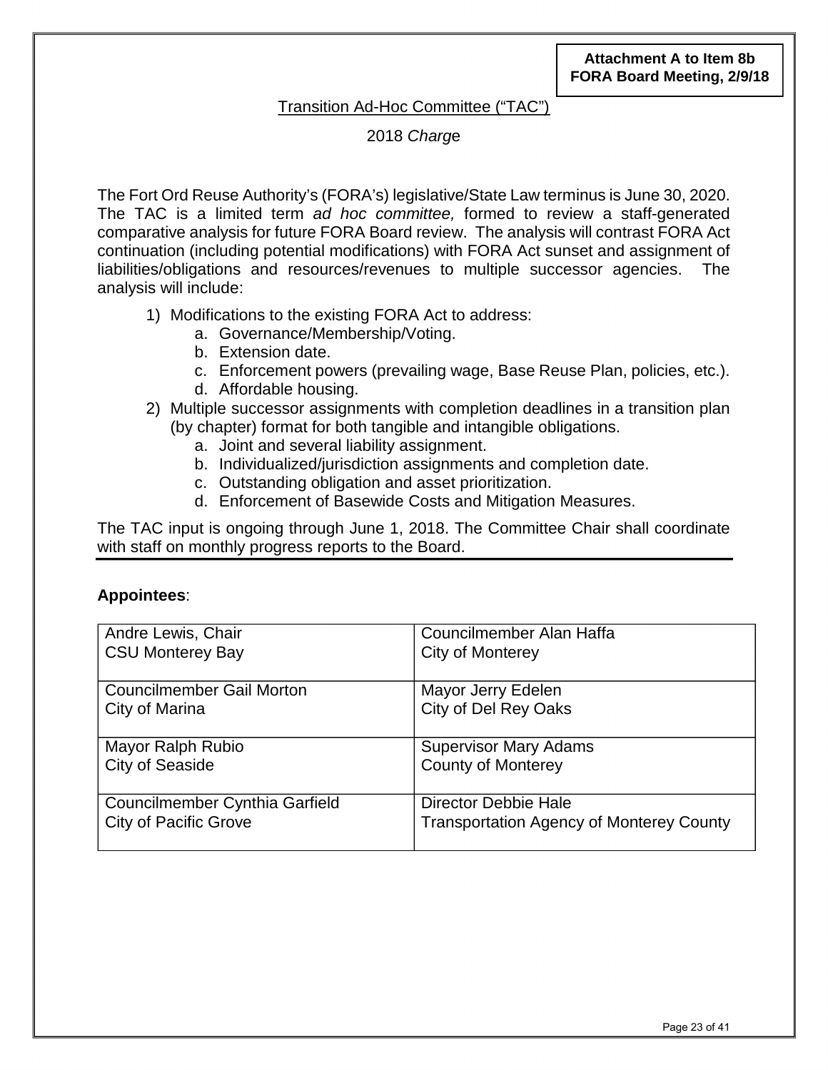**Attachment A to Item 8b**
**FORA Board Meeting, 2/9/18**

# Transition Ad-Hoc Committee ("TAC")

## 2018 *Charge*

The Fort Ord Reuse Authority's (FORA's) legislative/State Law terminus is June 30, 2020. The TAC is a limited term *ad hoc committee,* formed to review a staff-generated comparative analysis for future FORA Board review. The analysis will contrast FORA Act continuation (including potential modifications) with FORA Act sunset and assignment of liabilities/obligations and resources/revenues to multiple successor agencies. The analysis will include:

1) Modifications to the existing FORA Act to address:
   a. Governance/Membership/Voting.
   b. Extension date.
   c. Enforcement powers (prevailing wage, Base Reuse Plan, policies, etc.).
   d. Affordable housing.
2) Multiple successor assignments with completion deadlines in a transition plan (by chapter) format for both tangible and intangible obligations.
   a. Joint and several liability assignment.
   b. Individualized/jurisdiction assignments and completion date.
   c. Outstanding obligation and asset prioritization.
   d. Enforcement of Basewide Costs and Mitigation Measures.

The TAC input is ongoing through June 1, 2018. The Committee Chair shall coordinate with staff on monthly progress reports to the Board.

**Appointees**:

| | |
|---|---|
| Andre Lewis, Chair<br>CSU Monterey Bay | Councilmember Alan Haffa<br>City of Monterey |
| Councilmember Gail Morton<br>City of Marina | Mayor Jerry Edelen<br>City of Del Rey Oaks |
| Mayor Ralph Rubio<br>City of Seaside | Supervisor Mary Adams<br>County of Monterey |
| Councilmember Cynthia Garfield<br>City of Pacific Grove | Director Debbie Hale<br>Transportation Agency of Monterey County |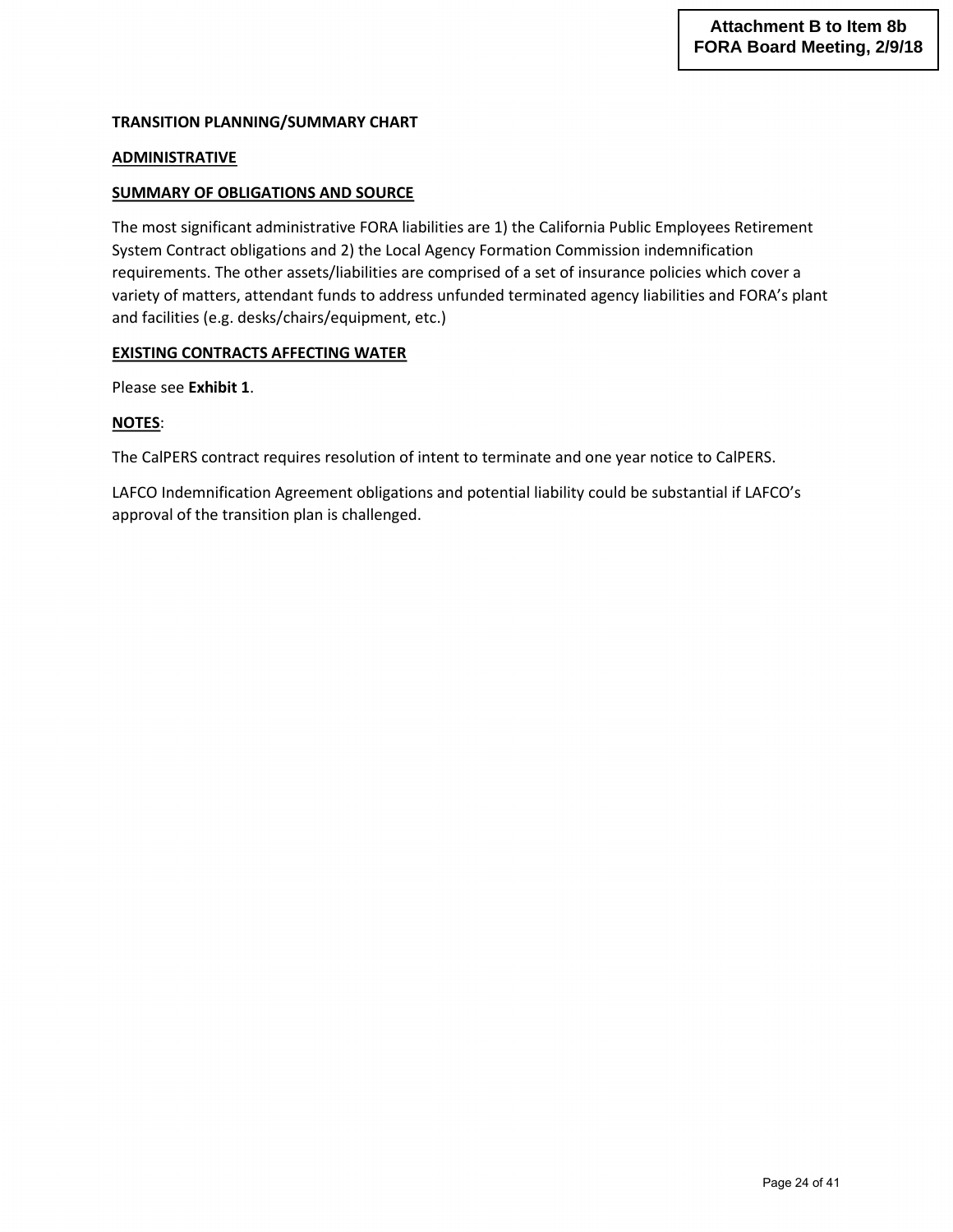**TRANSITION PLANNING/SUMMARY CHART**

**ADMINISTRATIVE**

**SUMMARY OF OBLIGATIONS AND SOURCE**

The most significant administrative FORA liabilities are 1) the California Public Employees Retirement System Contract obligations and 2) the Local Agency Formation Commission indemnification requirements. The other assets/liabilities are comprised of a set of insurance policies which cover a variety of matters, attendant funds to address unfunded terminated agency liabilities and FORA's plant and facilities (e.g. desks/chairs/equipment, etc.)

**EXISTING CONTRACTS AFFECTING WATER**

Please see **Exhibit 1**.

**NOTES**:

The CalPERS contract requires resolution of intent to terminate and one year notice to CalPERS.

LAFCO Indemnification Agreement obligations and potential liability could be substantial if LAFCO's approval of the transition plan is challenged.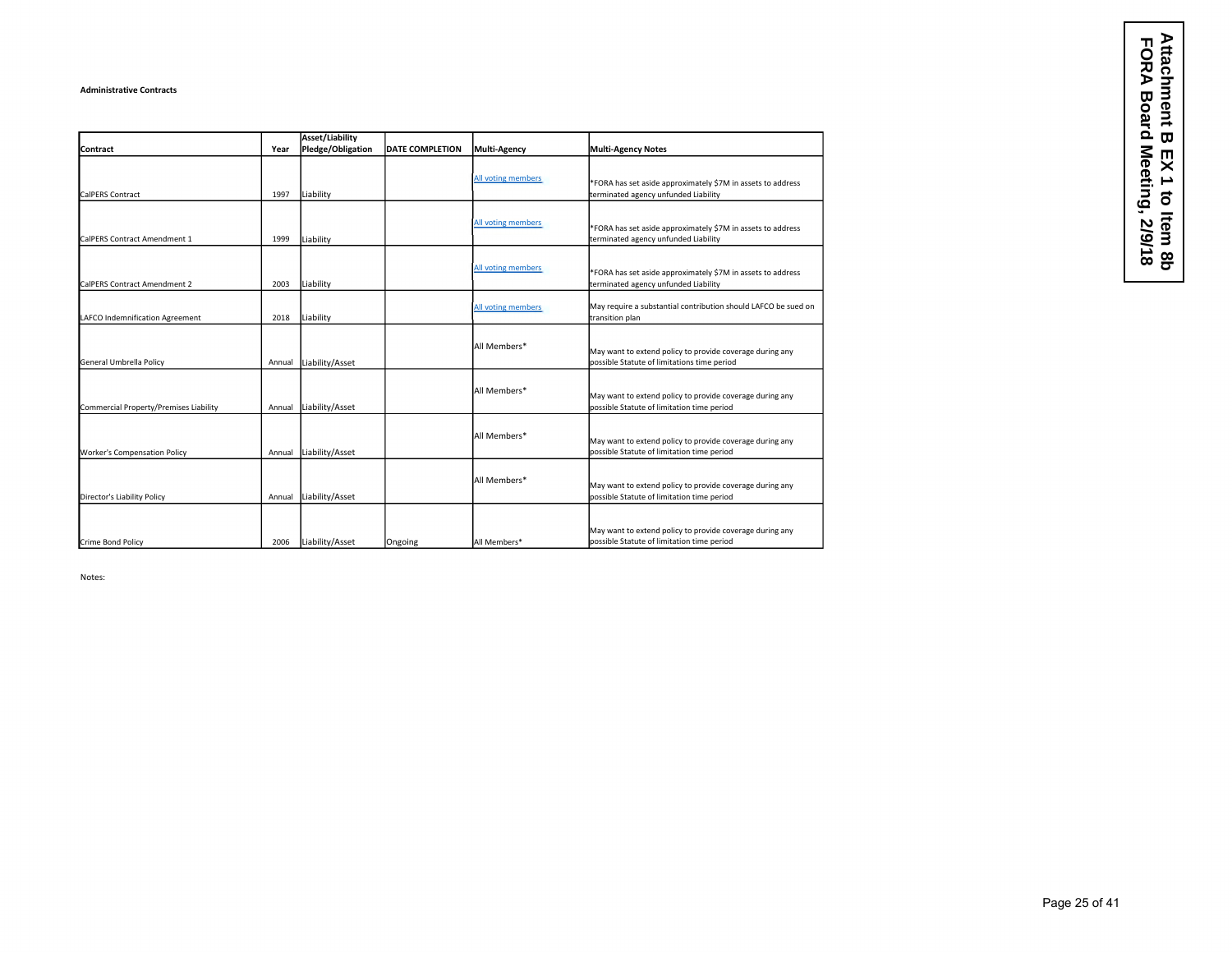**Administrative Contracts**

| Contract | Year | Asset/Liability Pledge/Obligation | DATE COMPLETION | Multi-Agency | Multi-Agency Notes |
|---|---|---|---|---|---|
| CalPERS Contract | 1997 | Liability | | All voting members | *FORA has set aside approximately $7M in assets to address terminated agency unfunded Liability |
| CalPERS Contract Amendment 1 | 1999 | Liability | | All voting members | *FORA has set aside approximately $7M in assets to address terminated agency unfunded Liability |
| CalPERS Contract Amendment 2 | 2003 | Liability | | All voting members | *FORA has set aside approximately $7M in assets to address terminated agency unfunded Liability |
| LAFCO Indemnification Agreement | 2018 | Liability | | All voting members | May require a substantial contribution should LAFCO be sued on transition plan |
| General Umbrella Policy | Annual | Liability/Asset | | All Members* | May want to extend policy to provide coverage during any possible Statute of limitations time period |
| Commercial Property/Premises Liability | Annual | Liability/Asset | | All Members* | May want to extend policy to provide coverage during any possible Statute of limitation time period |
| Worker's Compensation Policy | Annual | Liability/Asset | | All Members* | May want to extend policy to provide coverage during any possible Statute of limitation time period |
| Director's Liability Policy | Annual | Liability/Asset | | All Members* | May want to extend policy to provide coverage during any possible Statute of limitation time period |
| Crime Bond Policy | 2006 | Liability/Asset | Ongoing | All Members* | May want to extend policy to provide coverage during any possible Statute of limitation time period |

Notes: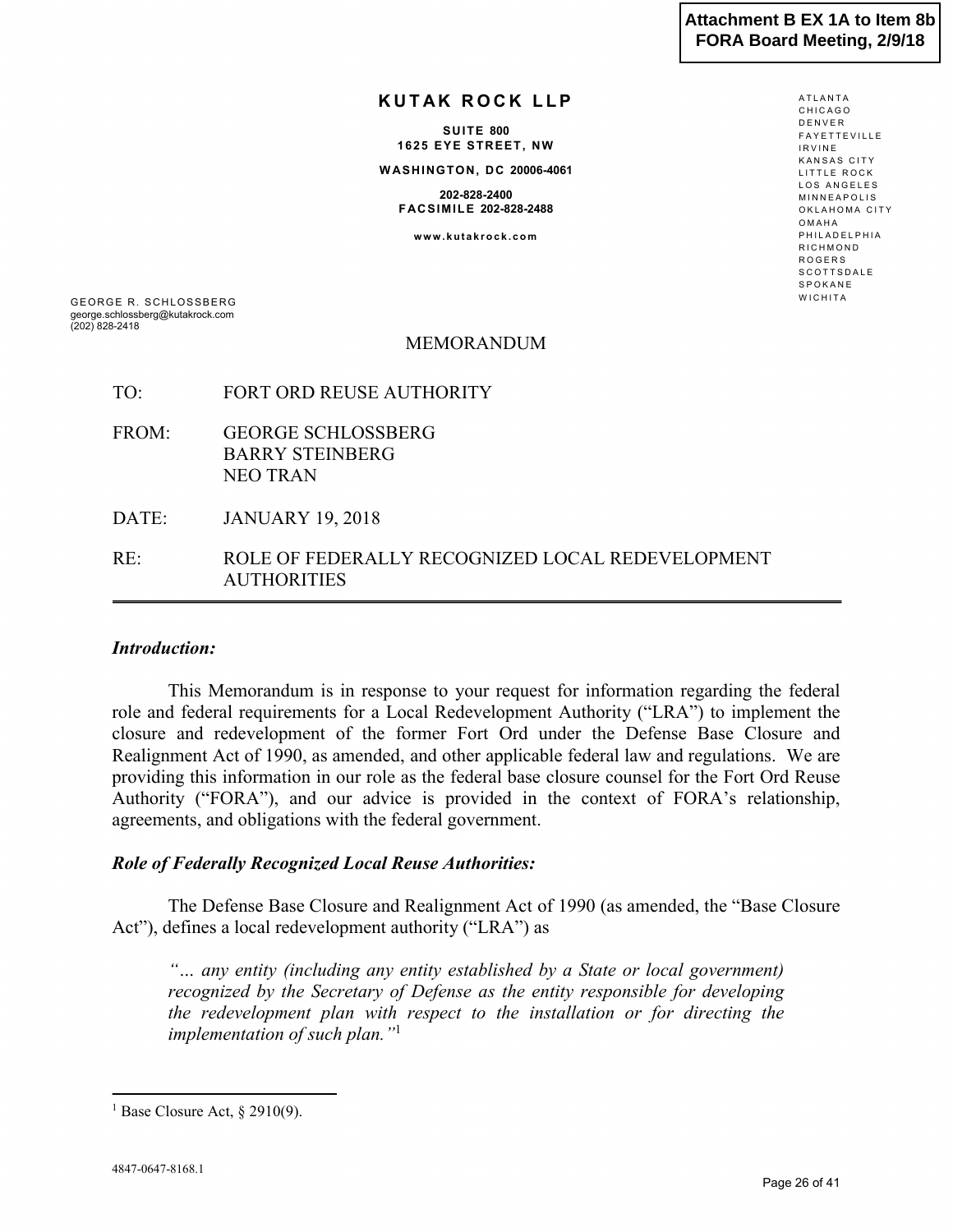Attachment B EX 1A to Item 8b
FORA Board Meeting, 2/9/18

**KUTAK ROCK LLP**

SUITE 800
1625 EYE STREET, NW

WASHINGTON, DC 20006-4061

202-828-2400
FACSIMILE 202-828-2488

www.kutakrock.com

ATLANTA
CHICAGO
DENVER
FAYETTEVILLE
IRVINE
KANSAS CITY
LITTLE ROCK
LOS ANGELES
MINNEAPOLIS
OKLAHOMA CITY
OMAHA
PHILADELPHIA
RICHMOND
ROGERS
SCOTTSDALE
SPOKANE
WICHITA

GEORGE R. SCHLOSSBERG
george.schlossberg@kutakrock.com
(202) 828-2418

# MEMORANDUM

TO: FORT ORD REUSE AUTHORITY

FROM: GEORGE SCHLOSSBERG
BARRY STEINBERG
NEO TRAN

DATE: JANUARY 19, 2018

RE: ROLE OF FEDERALLY RECOGNIZED LOCAL REDEVELOPMENT AUTHORITIES

---

***Introduction:***

This Memorandum is in response to your request for information regarding the federal role and federal requirements for a Local Redevelopment Authority ("LRA") to implement the closure and redevelopment of the former Fort Ord under the Defense Base Closure and Realignment Act of 1990, as amended, and other applicable federal law and regulations. We are providing this information in our role as the federal base closure counsel for the Fort Ord Reuse Authority ("FORA"), and our advice is provided in the context of FORA's relationship, agreements, and obligations with the federal government.

***Role of Federally Recognized Local Reuse Authorities:***

The Defense Base Closure and Realignment Act of 1990 (as amended, the "Base Closure Act"), defines a local redevelopment authority ("LRA") as

> *"… any entity (including any entity established by a State or local government) recognized by the Secretary of Defense as the entity responsible for developing the redevelopment plan with respect to the installation or for directing the implementation of such plan."*[1]

---

[1] Base Closure Act, § 2910(9).

4847-0647-8168.1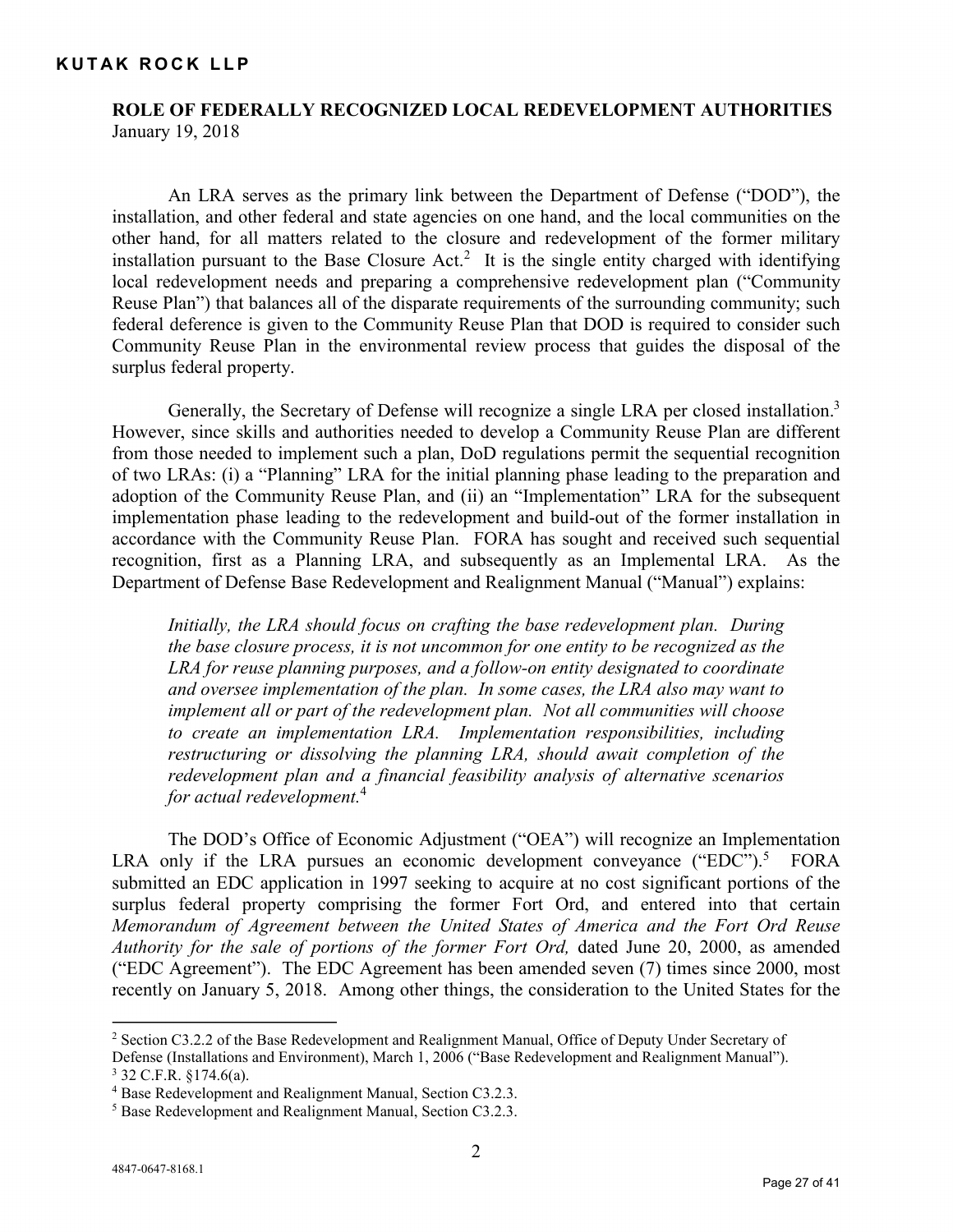**ROLE OF FEDERALLY RECOGNIZED LOCAL REDEVELOPMENT AUTHORITIES**
January 19, 2018

An LRA serves as the primary link between the Department of Defense ("DOD"), the installation, and other federal and state agencies on one hand, and the local communities on the other hand, for all matters related to the closure and redevelopment of the former military installation pursuant to the Base Closure Act.[2] It is the single entity charged with identifying local redevelopment needs and preparing a comprehensive redevelopment plan ("Community Reuse Plan") that balances all of the disparate requirements of the surrounding community; such federal deference is given to the Community Reuse Plan that DOD is required to consider such Community Reuse Plan in the environmental review process that guides the disposal of the surplus federal property.

Generally, the Secretary of Defense will recognize a single LRA per closed installation.[3] However, since skills and authorities needed to develop a Community Reuse Plan are different from those needed to implement such a plan, DoD regulations permit the sequential recognition of two LRAs: (i) a "Planning" LRA for the initial planning phase leading to the preparation and adoption of the Community Reuse Plan, and (ii) an "Implementation" LRA for the subsequent implementation phase leading to the redevelopment and build-out of the former installation in accordance with the Community Reuse Plan. FORA has sought and received such sequential recognition, first as a Planning LRA, and subsequently as an Implemental LRA. As the Department of Defense Base Redevelopment and Realignment Manual ("Manual") explains:

> *Initially, the LRA should focus on crafting the base redevelopment plan. During the base closure process, it is not uncommon for one entity to be recognized as the LRA for reuse planning purposes, and a follow-on entity designated to coordinate and oversee implementation of the plan. In some cases, the LRA also may want to implement all or part of the redevelopment plan. Not all communities will choose to create an implementation LRA. Implementation responsibilities, including restructuring or dissolving the planning LRA, should await completion of the redevelopment plan and a financial feasibility analysis of alternative scenarios for actual redevelopment.*[4]

The DOD's Office of Economic Adjustment ("OEA") will recognize an Implementation LRA only if the LRA pursues an economic development conveyance ("EDC").[5] FORA submitted an EDC application in 1997 seeking to acquire at no cost significant portions of the surplus federal property comprising the former Fort Ord, and entered into that certain *Memorandum of Agreement between the United States of America and the Fort Ord Reuse Authority for the sale of portions of the former Fort Ord,* dated June 20, 2000, as amended ("EDC Agreement"). The EDC Agreement has been amended seven (7) times since 2000, most recently on January 5, 2018. Among other things, the consideration to the United States for the

---

[2] Section C3.2.2 of the Base Redevelopment and Realignment Manual, Office of Deputy Under Secretary of Defense (Installations and Environment), March 1, 2006 ("Base Redevelopment and Realignment Manual").

[3] 32 C.F.R. §174.6(a).

[4] Base Redevelopment and Realignment Manual, Section C3.2.3.

[5] Base Redevelopment and Realignment Manual, Section C3.2.3.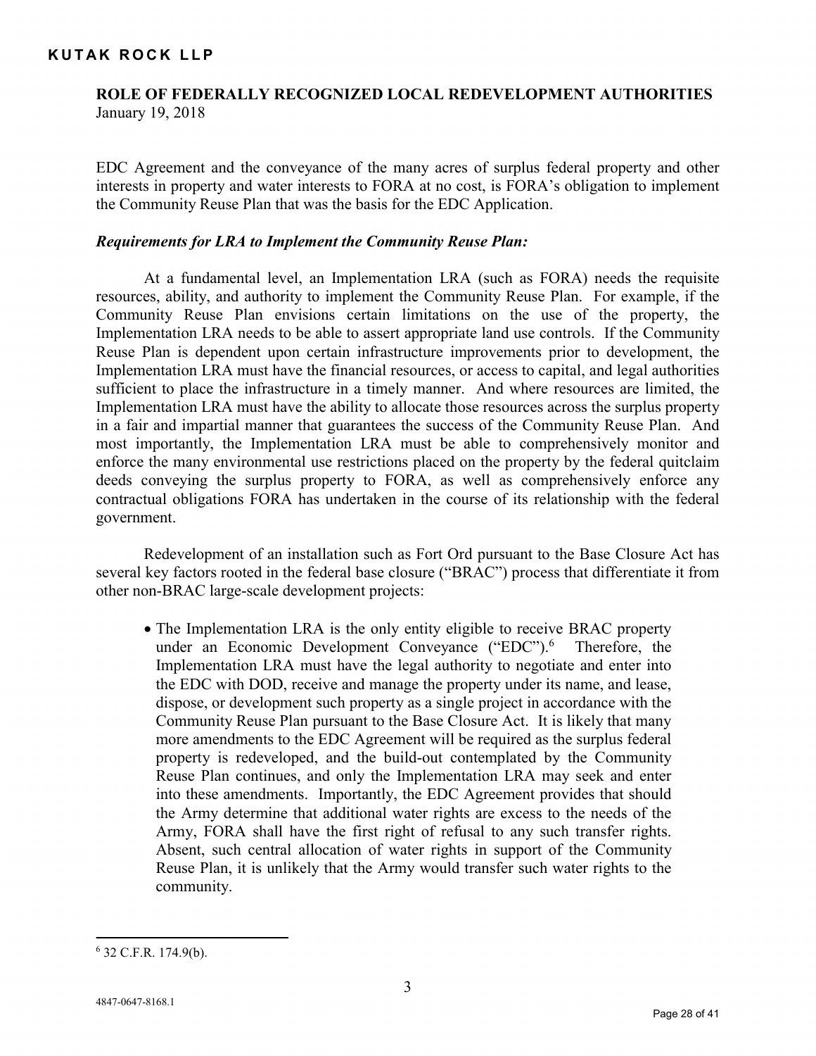EDC Agreement and the conveyance of the many acres of surplus federal property and other interests in property and water interests to FORA at no cost, is FORA's obligation to implement the Community Reuse Plan that was the basis for the EDC Application.

***Requirements for LRA to Implement the Community Reuse Plan:***

At a fundamental level, an Implementation LRA (such as FORA) needs the requisite resources, ability, and authority to implement the Community Reuse Plan. For example, if the Community Reuse Plan envisions certain limitations on the use of the property, the Implementation LRA needs to be able to assert appropriate land use controls. If the Community Reuse Plan is dependent upon certain infrastructure improvements prior to development, the Implementation LRA must have the financial resources, or access to capital, and legal authorities sufficient to place the infrastructure in a timely manner. And where resources are limited, the Implementation LRA must have the ability to allocate those resources across the surplus property in a fair and impartial manner that guarantees the success of the Community Reuse Plan. And most importantly, the Implementation LRA must be able to comprehensively monitor and enforce the many environmental use restrictions placed on the property by the federal quitclaim deeds conveying the surplus property to FORA, as well as comprehensively enforce any contractual obligations FORA has undertaken in the course of its relationship with the federal government.

Redevelopment of an installation such as Fort Ord pursuant to the Base Closure Act has several key factors rooted in the federal base closure ("BRAC") process that differentiate it from other non-BRAC large-scale development projects:

- The Implementation LRA is the only entity eligible to receive BRAC property under an Economic Development Conveyance ("EDC").[6] Therefore, the Implementation LRA must have the legal authority to negotiate and enter into the EDC with DOD, receive and manage the property under its name, and lease, dispose, or development such property as a single project in accordance with the Community Reuse Plan pursuant to the Base Closure Act. It is likely that many more amendments to the EDC Agreement will be required as the surplus federal property is redeveloped, and the build-out contemplated by the Community Reuse Plan continues, and only the Implementation LRA may seek and enter into these amendments. Importantly, the EDC Agreement provides that should the Army determine that additional water rights are excess to the needs of the Army, FORA shall have the first right of refusal to any such transfer rights. Absent, such central allocation of water rights in support of the Community Reuse Plan, it is unlikely that the Army would transfer such water rights to the community.

---

[6] 32 C.F.R. 174.9(b).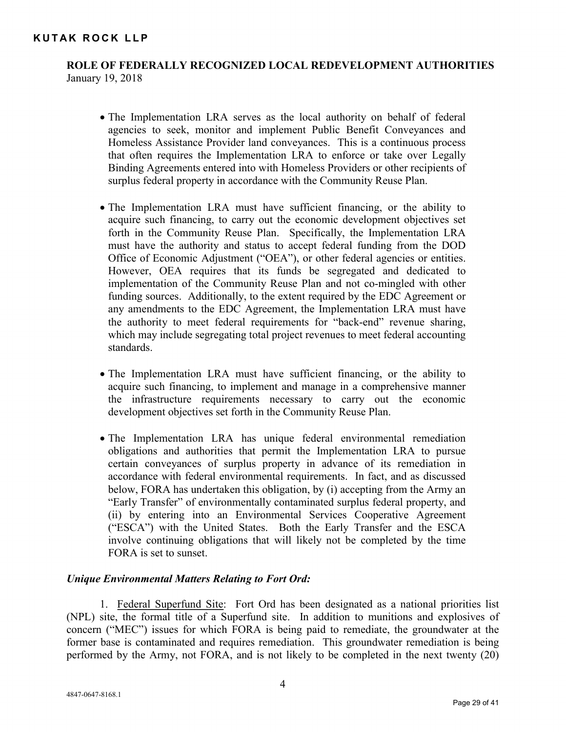- The Implementation LRA serves as the local authority on behalf of federal agencies to seek, monitor and implement Public Benefit Conveyances and Homeless Assistance Provider land conveyances. This is a continuous process that often requires the Implementation LRA to enforce or take over Legally Binding Agreements entered into with Homeless Providers or other recipients of surplus federal property in accordance with the Community Reuse Plan.

- The Implementation LRA must have sufficient financing, or the ability to acquire such financing, to carry out the economic development objectives set forth in the Community Reuse Plan. Specifically, the Implementation LRA must have the authority and status to accept federal funding from the DOD Office of Economic Adjustment ("OEA"), or other federal agencies or entities. However, OEA requires that its funds be segregated and dedicated to implementation of the Community Reuse Plan and not co-mingled with other funding sources. Additionally, to the extent required by the EDC Agreement or any amendments to the EDC Agreement, the Implementation LRA must have the authority to meet federal requirements for "back-end" revenue sharing, which may include segregating total project revenues to meet federal accounting standards.

- The Implementation LRA must have sufficient financing, or the ability to acquire such financing, to implement and manage in a comprehensive manner the infrastructure requirements necessary to carry out the economic development objectives set forth in the Community Reuse Plan.

- The Implementation LRA has unique federal environmental remediation obligations and authorities that permit the Implementation LRA to pursue certain conveyances of surplus property in advance of its remediation in accordance with federal environmental requirements. In fact, and as discussed below, FORA has undertaken this obligation, by (i) accepting from the Army an "Early Transfer" of environmentally contaminated surplus federal property, and (ii) by entering into an Environmental Services Cooperative Agreement ("ESCA") with the United States. Both the Early Transfer and the ESCA involve continuing obligations that will likely not be completed by the time FORA is set to sunset.

***Unique Environmental Matters Relating to Fort Ord:***

1. Federal Superfund Site: Fort Ord has been designated as a national priorities list (NPL) site, the formal title of a Superfund site. In addition to munitions and explosives of concern ("MEC") issues for which FORA is being paid to remediate, the groundwater at the former base is contaminated and requires remediation. This groundwater remediation is being performed by the Army, not FORA, and is not likely to be completed in the next twenty (20)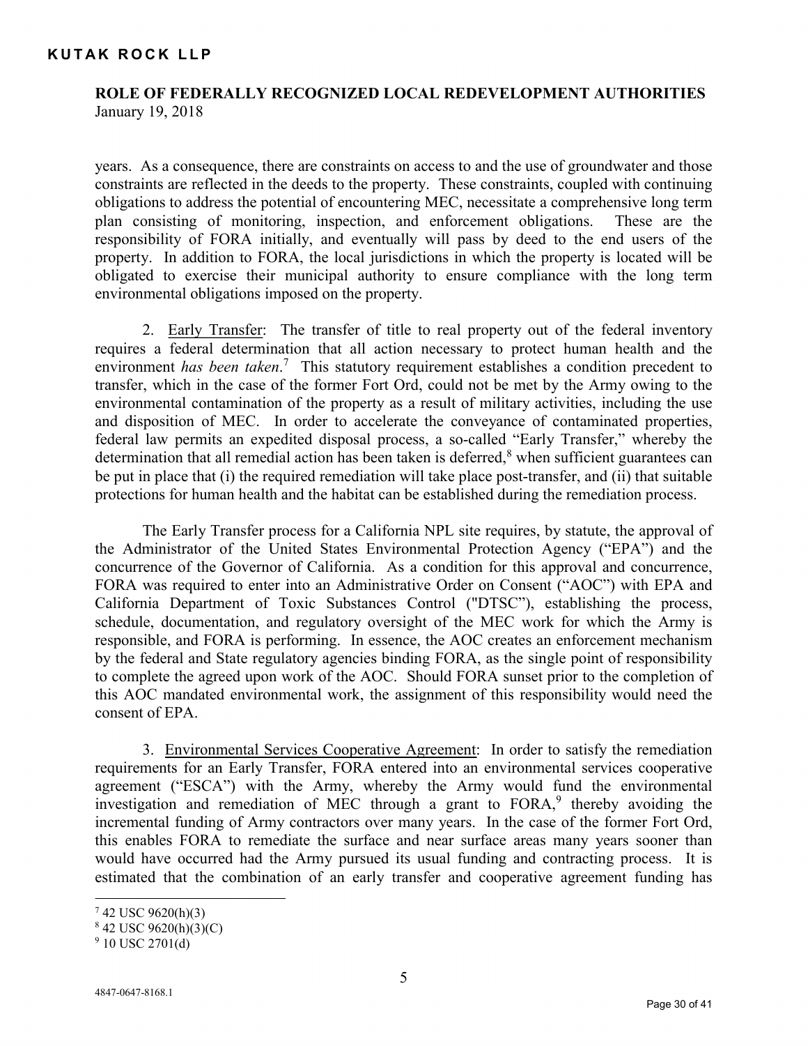years. As a consequence, there are constraints on access to and the use of groundwater and those constraints are reflected in the deeds to the property. These constraints, coupled with continuing obligations to address the potential of encountering MEC, necessitate a comprehensive long term plan consisting of monitoring, inspection, and enforcement obligations. These are the responsibility of FORA initially, and eventually will pass by deed to the end users of the property. In addition to FORA, the local jurisdictions in which the property is located will be obligated to exercise their municipal authority to ensure compliance with the long term environmental obligations imposed on the property.

2. Early Transfer: The transfer of title to real property out of the federal inventory requires a federal determination that all action necessary to protect human health and the environment *has been taken*.[7] This statutory requirement establishes a condition precedent to transfer, which in the case of the former Fort Ord, could not be met by the Army owing to the environmental contamination of the property as a result of military activities, including the use and disposition of MEC. In order to accelerate the conveyance of contaminated properties, federal law permits an expedited disposal process, a so-called "Early Transfer," whereby the determination that all remedial action has been taken is deferred,[8] when sufficient guarantees can be put in place that (i) the required remediation will take place post-transfer, and (ii) that suitable protections for human health and the habitat can be established during the remediation process.

The Early Transfer process for a California NPL site requires, by statute, the approval of the Administrator of the United States Environmental Protection Agency ("EPA") and the concurrence of the Governor of California. As a condition for this approval and concurrence, FORA was required to enter into an Administrative Order on Consent ("AOC") with EPA and California Department of Toxic Substances Control ("DTSC"), establishing the process, schedule, documentation, and regulatory oversight of the MEC work for which the Army is responsible, and FORA is performing. In essence, the AOC creates an enforcement mechanism by the federal and State regulatory agencies binding FORA, as the single point of responsibility to complete the agreed upon work of the AOC. Should FORA sunset prior to the completion of this AOC mandated environmental work, the assignment of this responsibility would need the consent of EPA.

3. Environmental Services Cooperative Agreement: In order to satisfy the remediation requirements for an Early Transfer, FORA entered into an environmental services cooperative agreement ("ESCA") with the Army, whereby the Army would fund the environmental investigation and remediation of MEC through a grant to FORA,[9] thereby avoiding the incremental funding of Army contractors over many years. In the case of the former Fort Ord, this enables FORA to remediate the surface and near surface areas many years sooner than would have occurred had the Army pursued its usual funding and contracting process. It is estimated that the combination of an early transfer and cooperative agreement funding has

---

[7] 42 USC 9620(h)(3)

[8] 42 USC 9620(h)(3)(C)

[9] 10 USC 2701(d)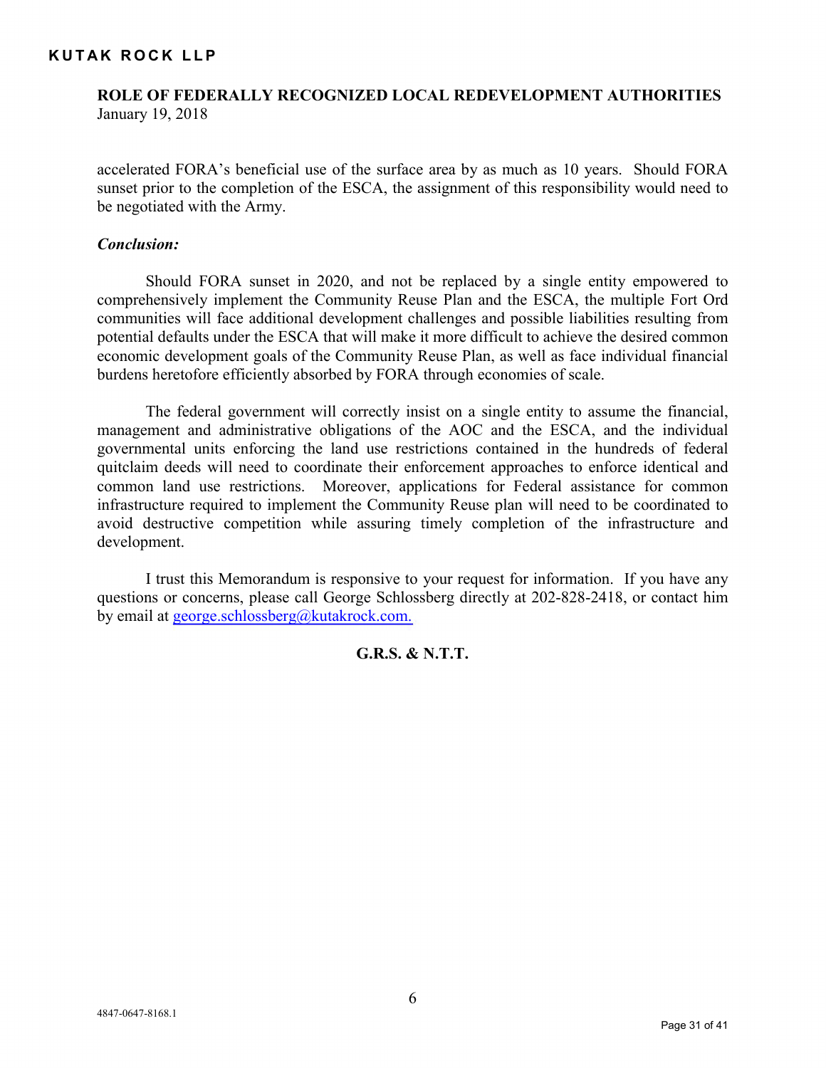accelerated FORA's beneficial use of the surface area by as much as 10 years. Should FORA sunset prior to the completion of the ESCA, the assignment of this responsibility would need to be negotiated with the Army.

***Conclusion:***

Should FORA sunset in 2020, and not be replaced by a single entity empowered to comprehensively implement the Community Reuse Plan and the ESCA, the multiple Fort Ord communities will face additional development challenges and possible liabilities resulting from potential defaults under the ESCA that will make it more difficult to achieve the desired common economic development goals of the Community Reuse Plan, as well as face individual financial burdens heretofore efficiently absorbed by FORA through economies of scale.

The federal government will correctly insist on a single entity to assume the financial, management and administrative obligations of the AOC and the ESCA, and the individual governmental units enforcing the land use restrictions contained in the hundreds of federal quitclaim deeds will need to coordinate their enforcement approaches to enforce identical and common land use restrictions. Moreover, applications for Federal assistance for common infrastructure required to implement the Community Reuse plan will need to be coordinated to avoid destructive competition while assuring timely completion of the infrastructure and development.

I trust this Memorandum is responsive to your request for information. If you have any questions or concerns, please call George Schlossberg directly at 202-828-2418, or contact him by email at george.schlossberg@kutakrock.com.

**G.R.S. & N.T.T.**

4847-0647-8168.1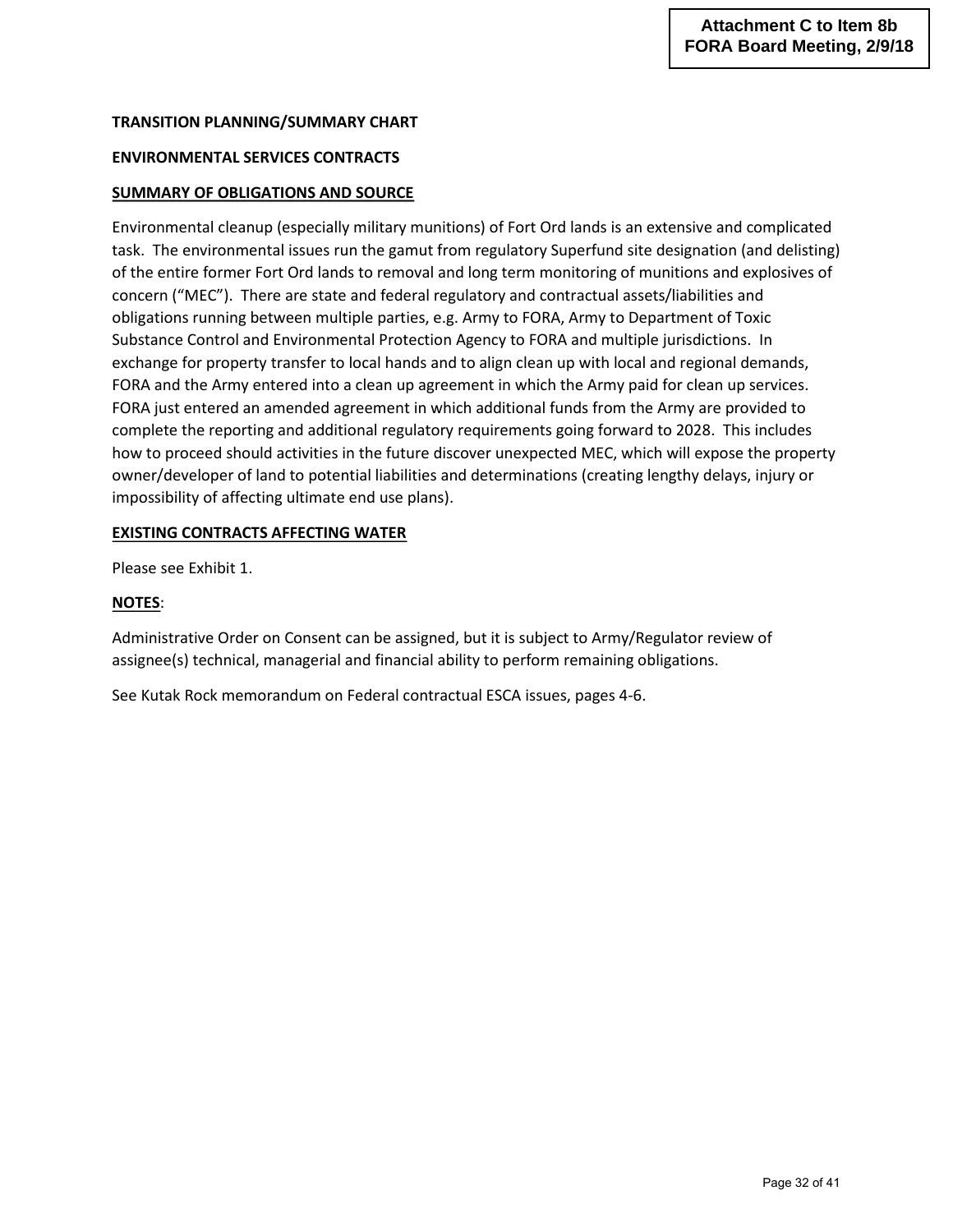**Attachment C to Item 8b**
**FORA Board Meeting, 2/9/18**

**TRANSITION PLANNING/SUMMARY CHART**

**ENVIRONMENTAL SERVICES CONTRACTS**

**SUMMARY OF OBLIGATIONS AND SOURCE**

Environmental cleanup (especially military munitions) of Fort Ord lands is an extensive and complicated task. The environmental issues run the gamut from regulatory Superfund site designation (and delisting) of the entire former Fort Ord lands to removal and long term monitoring of munitions and explosives of concern ("MEC"). There are state and federal regulatory and contractual assets/liabilities and obligations running between multiple parties, e.g. Army to FORA, Army to Department of Toxic Substance Control and Environmental Protection Agency to FORA and multiple jurisdictions. In exchange for property transfer to local hands and to align clean up with local and regional demands, FORA and the Army entered into a clean up agreement in which the Army paid for clean up services. FORA just entered an amended agreement in which additional funds from the Army are provided to complete the reporting and additional regulatory requirements going forward to 2028. This includes how to proceed should activities in the future discover unexpected MEC, which will expose the property owner/developer of land to potential liabilities and determinations (creating lengthy delays, injury or impossibility of affecting ultimate end use plans).

**EXISTING CONTRACTS AFFECTING WATER**

Please see Exhibit 1.

**NOTES**:

Administrative Order on Consent can be assigned, but it is subject to Army/Regulator review of assignee(s) technical, managerial and financial ability to perform remaining obligations.

See Kutak Rock memorandum on Federal contractual ESCA issues, pages 4-6.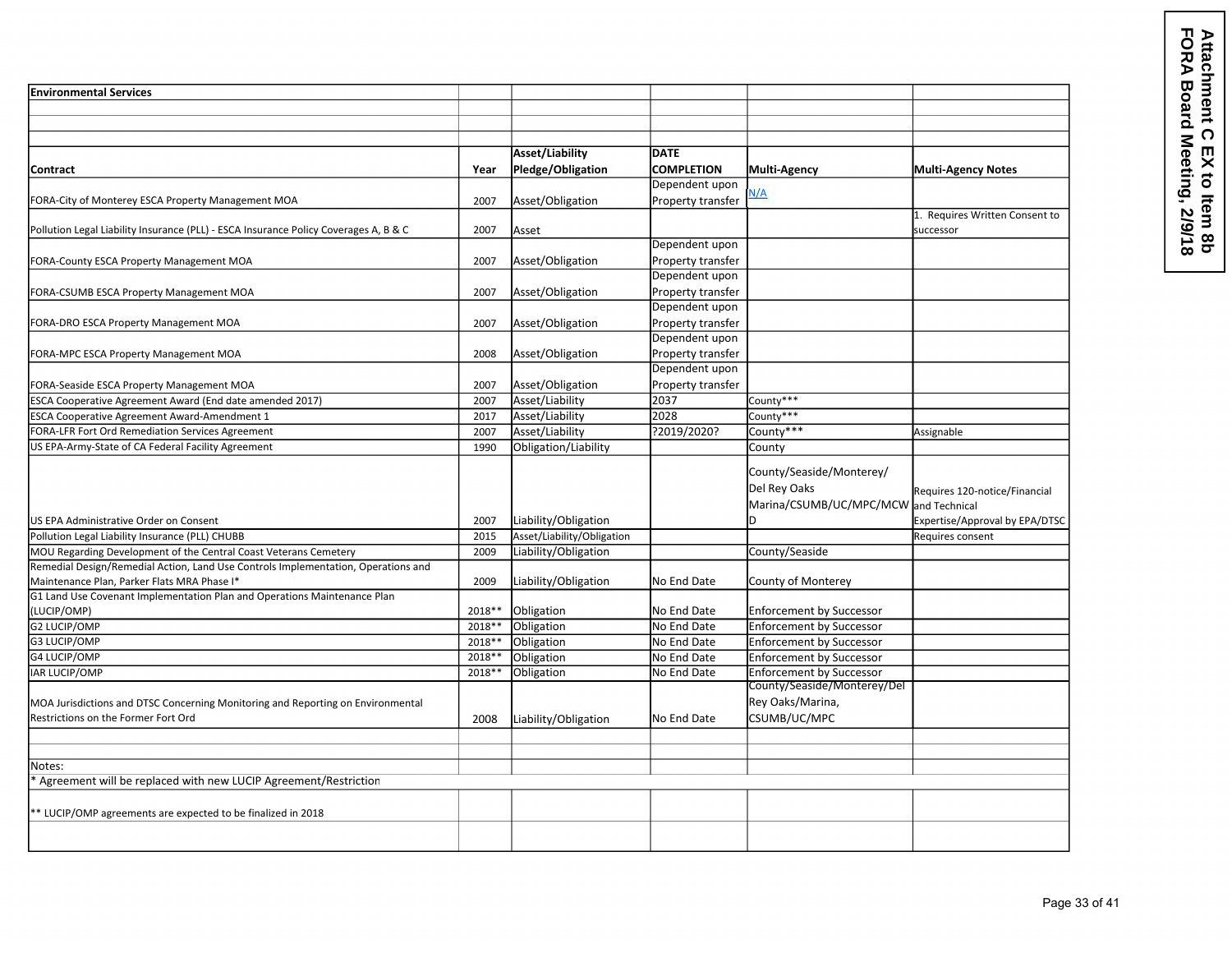**Environmental Services**

| Contract | Year | Asset/Liability Pledge/Obligation | DATE COMPLETION | Multi-Agency | Multi-Agency Notes |
|---|---|---|---|---|---|
| FORA-City of Monterey ESCA Property Management MOA | 2007 | Asset/Obligation | Dependent upon Property transfer | N/A | |
| Pollution Legal Liability Insurance (PLL) - ESCA Insurance Policy Coverages A, B & C | 2007 | Asset | | | 1. Requires Written Consent to successor |
| FORA-County ESCA Property Management MOA | 2007 | Asset/Obligation | Dependent upon Property transfer | | |
| FORA-CSUMB ESCA Property Management MOA | 2007 | Asset/Obligation | Dependent upon Property transfer | | |
| FORA-DRO ESCA Property Management MOA | 2007 | Asset/Obligation | Dependent upon Property transfer | | |
| FORA-MPC ESCA Property Management MOA | 2008 | Asset/Obligation | Dependent upon Property transfer | | |
| FORA-Seaside ESCA Property Management MOA | 2007 | Asset/Obligation | Dependent upon Property transfer | | |
| ESCA Cooperative Agreement Award (End date amended 2017) | 2007 | Asset/Liability | 2037 | County*** | |
| ESCA Cooperative Agreement Award-Amendment 1 | 2017 | Asset/Liability | 2028 | County*** | |
| FORA-LFR Fort Ord Remediation Services Agreement | 2007 | Asset/Liability | ?2019/2020? | County*** | Assignable |
| US EPA-Army-State of CA Federal Facility Agreement | 1990 | Obligation/Liability | | County | |
| US EPA Administrative Order on Consent | 2007 | Liability/Obligation | | County/Seaside/Monterey/ Del Rey Oaks Marina/CSUMB/UC/MPC/MCWD | Requires 120-notice/Financial and Technical Expertise/Approval by EPA/DTSC |
| Pollution Legal Liability Insurance (PLL) CHUBB | 2015 | Asset/Liability/Obligation | | | Requires consent |
| MOU Regarding Development of the Central Coast Veterans Cemetery | 2009 | Liability/Obligation | | County/Seaside | |
| Remedial Design/Remedial Action, Land Use Controls Implementation, Operations and Maintenance Plan, Parker Flats MRA Phase I* | 2009 | Liability/Obligation | No End Date | County of Monterey | |
| G1 Land Use Covenant Implementation Plan and Operations Maintenance Plan (LUCIP/OMP) | 2018** | Obligation | No End Date | Enforcement by Successor | |
| G2 LUCIP/OMP | 2018** | Obligation | No End Date | Enforcement by Successor | |
| G3 LUCIP/OMP | 2018** | Obligation | No End Date | Enforcement by Successor | |
| G4 LUCIP/OMP | 2018** | Obligation | No End Date | Enforcement by Successor | |
| IAR LUCIP/OMP | 2018** | Obligation | No End Date | Enforcement by Successor | |
| MOA Jurisdictions and DTSC Concerning Monitoring and Reporting on Environmental Restrictions on the Former Fort Ord | 2008 | Liability/Obligation | No End Date | County/Seaside/Monterey/Del Rey Oaks/Marina, CSUMB/UC/MPC | |

Notes:

* Agreement will be replaced with new LUCIP Agreement/Restriction

** LUCIP/OMP agreements are expected to be finalized in 2018